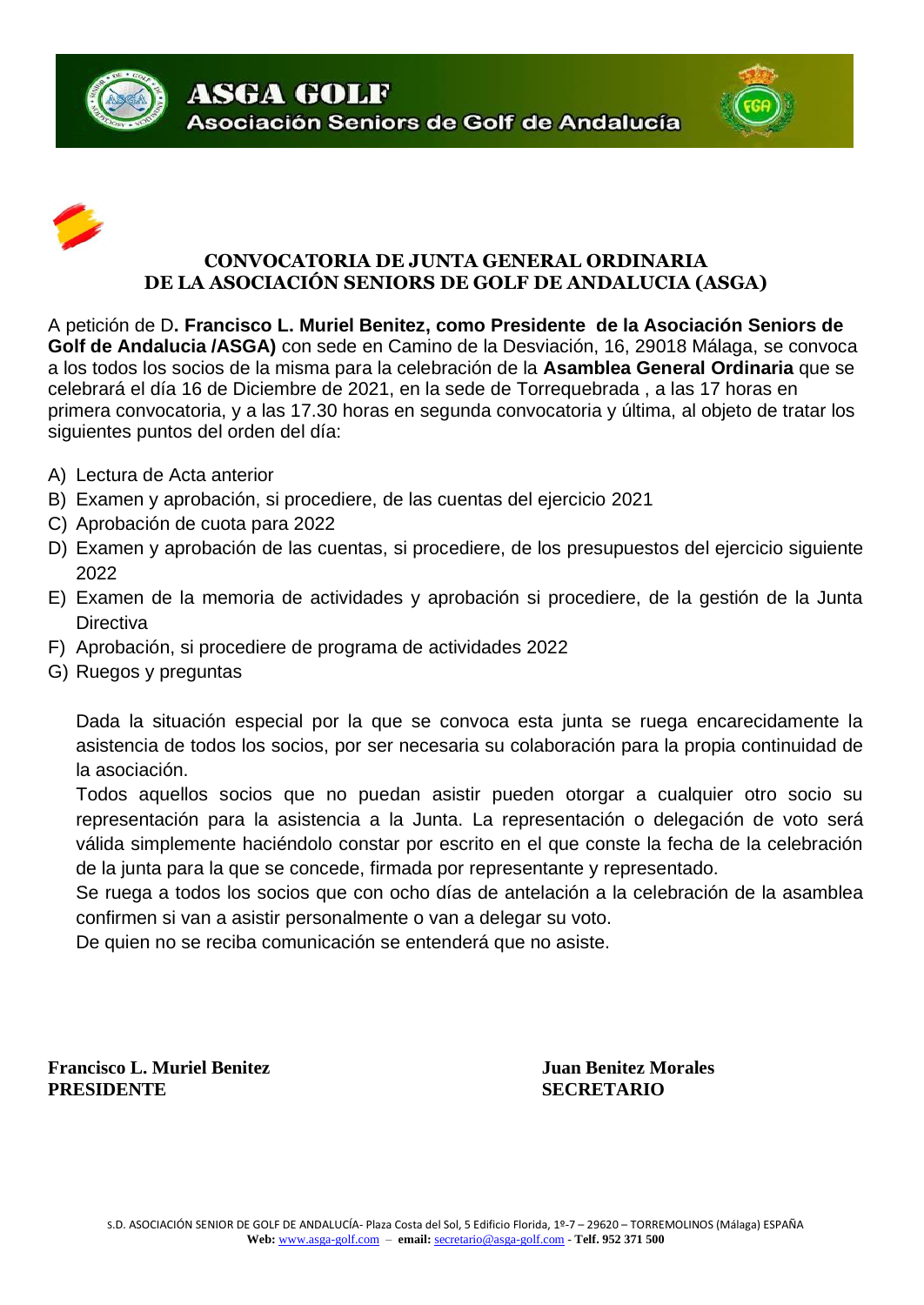**ASGA GOLF**
**Asociación Seniors de Golf de Andalucía**

## CONVOCATORIA DE JUNTA GENERAL ORDINARIA
## DE LA ASOCIACIÓN SENIORS DE GOLF DE ANDALUCIA (ASGA)

A petición de D**. Francisco L. Muriel Benitez, como Presidente de la Asociación Seniors de Golf de Andalucia /ASGA)** con sede en Camino de la Desviación, 16, 29018 Málaga, se convoca a los todos los socios de la misma para la celebración de la **Asamblea General Ordinaria** que se celebrará el día 16 de Diciembre de 2021, en la sede de Torrequebrada , a las 17 horas en primera convocatoria, y a las 17.30 horas en segunda convocatoria y última, al objeto de tratar los siguientes puntos del orden del día:

A) Lectura de Acta anterior
B) Examen y aprobación, si procediere, de las cuentas del ejercicio 2021
C) Aprobación de cuota para 2022
D) Examen y aprobación de las cuentas, si procediere, de los presupuestos del ejercicio siguiente 2022
E) Examen de la memoria de actividades y aprobación si procediere, de la gestión de la Junta Directiva
F) Aprobación, si procediere de programa de actividades 2022
G) Ruegos y preguntas

Dada la situación especial por la que se convoca esta junta se ruega encarecidamente la asistencia de todos los socios, por ser necesaria su colaboración para la propia continuidad de la asociación.

Todos aquellos socios que no puedan asistir pueden otorgar a cualquier otro socio su representación para la asistencia a la Junta. La representación o delegación de voto será válida simplemente haciéndolo constar por escrito en el que conste la fecha de la celebración de la junta para la que se concede, firmada por representante y representado.

Se ruega a todos los socios que con ocho días de antelación a la celebración de la asamblea confirmen si van a asistir personalmente o van a delegar su voto.

De quien no se reciba comunicación se entenderá que no asiste.

**Francisco L. Muriel Benitez**
**PRESIDENTE**

**Juan Benitez Morales**
**SECRETARIO**

S.D. ASOCIACIÓN SENIOR DE GOLF DE ANDALUCÍA- Plaza Costa del Sol, 5 Edificio Florida, 1º-7 – 29620 – TORREMOLINOS (Málaga) ESPAÑA
**Web:** www.asga-golf.com – **email:** secretario@asga-golf.com - **Telf. 952 371 500**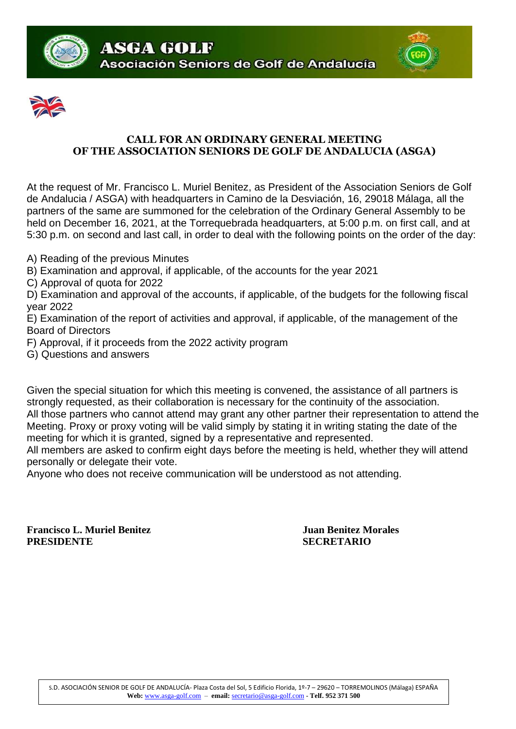ASGA GOLF
Asociación Seniors de Golf de Andalucía

## CALL FOR AN ORDINARY GENERAL MEETING
## OF THE ASSOCIATION SENIORS DE GOLF DE ANDALUCIA (ASGA)

At the request of Mr. Francisco L. Muriel Benitez, as President of the Association Seniors de Golf de Andalucia / ASGA) with headquarters in Camino de la Desviación, 16, 29018 Málaga, all the partners of the same are summoned for the celebration of the Ordinary General Assembly to be held on December 16, 2021, at the Torrequebrada headquarters, at 5:00 p.m. on first call, and at 5:30 p.m. on second and last call, in order to deal with the following points on the order of the day:

A) Reading of the previous Minutes
B) Examination and approval, if applicable, of the accounts for the year 2021
C) Approval of quota for 2022
D) Examination and approval of the accounts, if applicable, of the budgets for the following fiscal year 2022
E) Examination of the report of activities and approval, if applicable, of the management of the Board of Directors
F) Approval, if it proceeds from the 2022 activity program
G) Questions and answers

Given the special situation for which this meeting is convened, the assistance of all partners is strongly requested, as their collaboration is necessary for the continuity of the association.
All those partners who cannot attend may grant any other partner their representation to attend the Meeting. Proxy or proxy voting will be valid simply by stating it in writing stating the date of the meeting for which it is granted, signed by a representative and represented.
All members are asked to confirm eight days before the meeting is held, whether they will attend personally or delegate their vote.
Anyone who does not receive communication will be understood as not attending.

**Francisco L. Muriel Benitez**
**PRESIDENTE**

**Juan Benitez Morales**
**SECRETARIO**

S.D. ASOCIACIÓN SENIOR DE GOLF DE ANDALUCÍA- Plaza Costa del Sol, 5 Edificio Florida, 1º-7 – 29620 – TORREMOLINOS (Málaga) ESPAÑA
**Web:** www.asga-golf.com – **email:** secretario@asga-golf.com - **Telf. 952 371 500**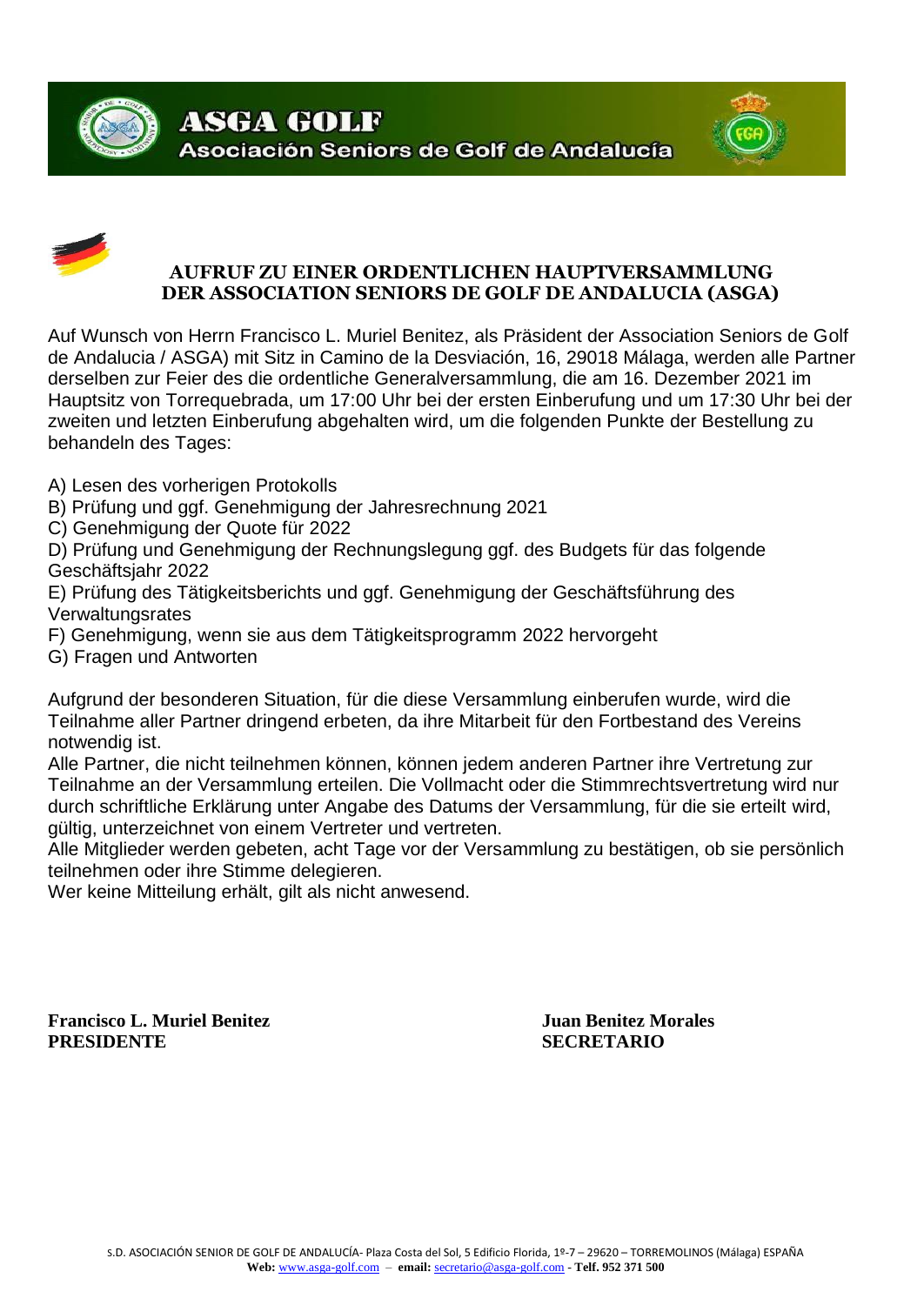**ASGA GOLF**
**Asociación Seniors de Golf de Andalucía**

## AUFRUF ZU EINER ORDENTLICHEN HAUPTVERSAMMLUNG DER ASSOCIATION SENIORS DE GOLF DE ANDALUCIA (ASGA)

Auf Wunsch von Herrn Francisco L. Muriel Benitez, als Präsident der Association Seniors de Golf de Andalucia / ASGA) mit Sitz in Camino de la Desviación, 16, 29018 Málaga, werden alle Partner derselben zur Feier des die ordentliche Generalversammlung, die am 16. Dezember 2021 im Hauptsitz von Torrequebrada, um 17:00 Uhr bei der ersten Einberufung und um 17:30 Uhr bei der zweiten und letzten Einberufung abgehalten wird, um die folgenden Punkte der Bestellung zu behandeln des Tages:

A) Lesen des vorherigen Protokolls
B) Prüfung und ggf. Genehmigung der Jahresrechnung 2021
C) Genehmigung der Quote für 2022
D) Prüfung und Genehmigung der Rechnungslegung ggf. des Budgets für das folgende Geschäftsjahr 2022
E) Prüfung des Tätigkeitsberichts und ggf. Genehmigung der Geschäftsführung des Verwaltungsrates
F) Genehmigung, wenn sie aus dem Tätigkeitsprogramm 2022 hervorgeht
G) Fragen und Antworten

Aufgrund der besonderen Situation, für die diese Versammlung einberufen wurde, wird die Teilnahme aller Partner dringend erbeten, da ihre Mitarbeit für den Fortbestand des Vereins notwendig ist.
Alle Partner, die nicht teilnehmen können, können jedem anderen Partner ihre Vertretung zur Teilnahme an der Versammlung erteilen. Die Vollmacht oder die Stimmrechtsvertretung wird nur durch schriftliche Erklärung unter Angabe des Datums der Versammlung, für die sie erteilt wird, gültig, unterzeichnet von einem Vertreter und vertreten.
Alle Mitglieder werden gebeten, acht Tage vor der Versammlung zu bestätigen, ob sie persönlich teilnehmen oder ihre Stimme delegieren.
Wer keine Mitteilung erhält, gilt als nicht anwesend.

**Francisco L. Muriel Benitez**
**PRESIDENTE**

**Juan Benitez Morales**
**SECRETARIO**

S.D. ASOCIACIÓN SENIOR DE GOLF DE ANDALUCÍA- Plaza Costa del Sol, 5 Edificio Florida, 1º-7 – 29620 – TORREMOLINOS (Málaga) ESPAÑA
**Web:** www.asga-golf.com – **email:** secretario@asga-golf.com - **Telf. 952 371 500**